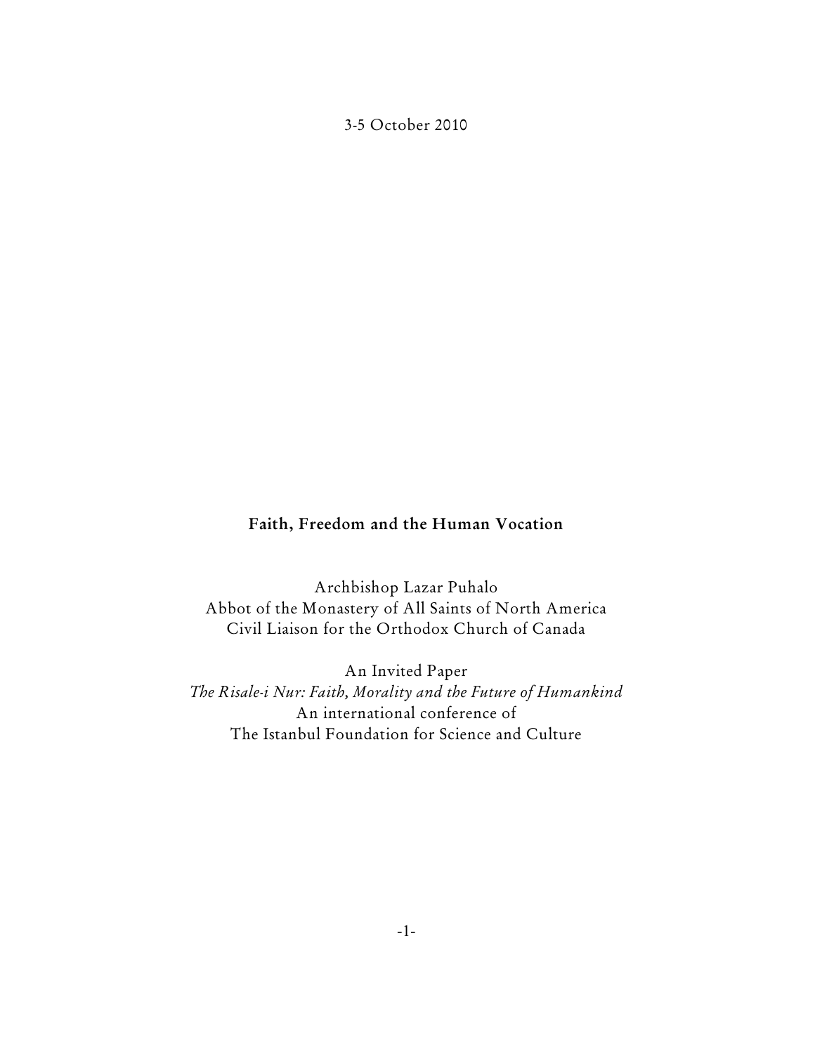3-5 October 2010

# Faith, Freedom and the Human Vocation

Archbishop Lazar Puhalo
Abbot of the Monastery of All Saints of North America
Civil Liaison for the Orthodox Church of Canada

An Invited Paper
*The Risale-i Nur: Faith, Morality and the Future of Humankind*
An international conference of
The Istanbul Foundation for Science and Culture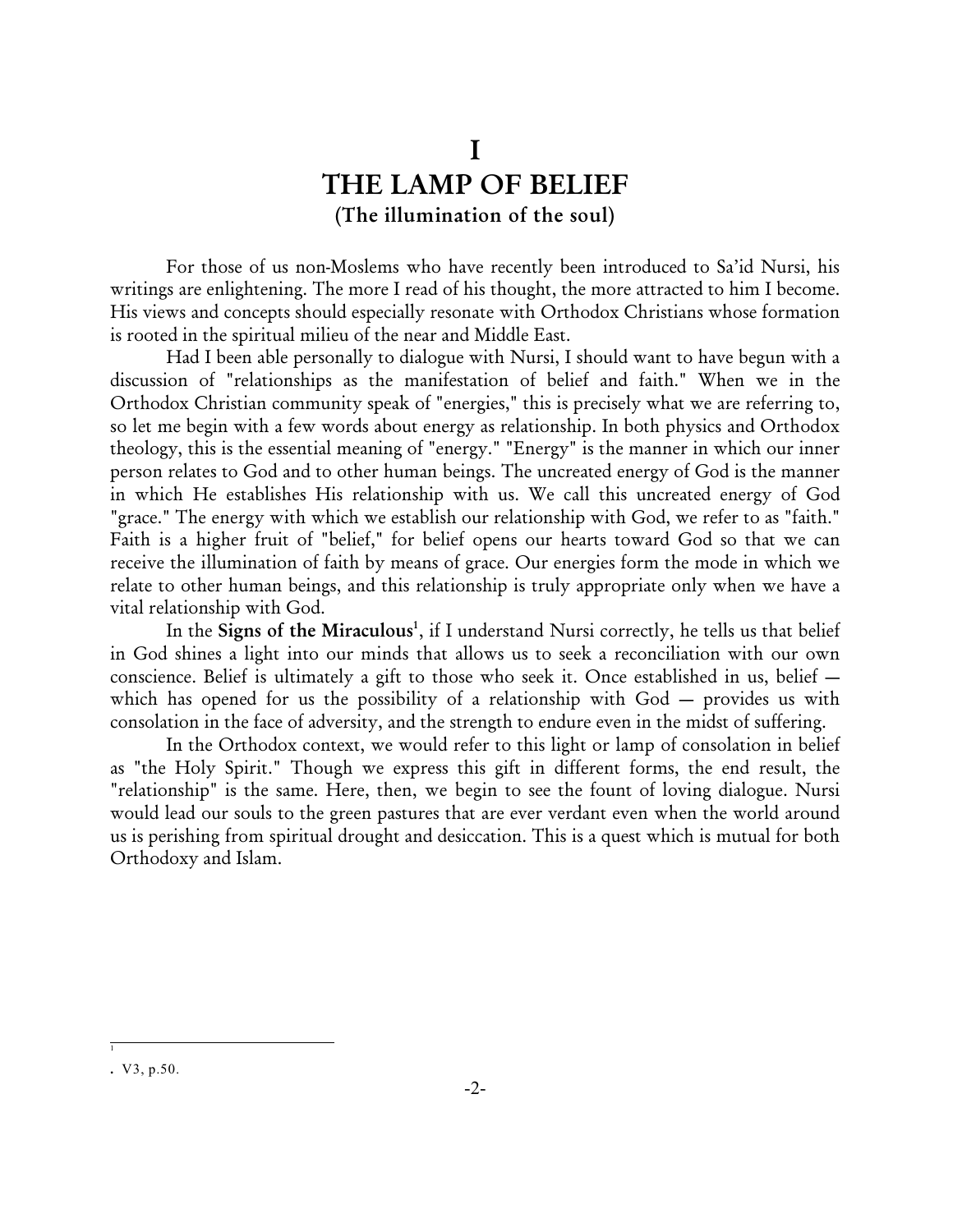# I
# THE LAMP OF BELIEF
### (The illumination of the soul)

For those of us non-Moslems who have recently been introduced to Sa'id Nursi, his writings are enlightening. The more I read of his thought, the more attracted to him I become. His views and concepts should especially resonate with Orthodox Christians whose formation is rooted in the spiritual milieu of the near and Middle East.

Had I been able personally to dialogue with Nursi, I should want to have begun with a discussion of "relationships as the manifestation of belief and faith." When we in the Orthodox Christian community speak of "energies," this is precisely what we are referring to, so let me begin with a few words about energy as relationship. In both physics and Orthodox theology, this is the essential meaning of "energy." "Energy" is the manner in which our inner person relates to God and to other human beings. The uncreated energy of God is the manner in which He establishes His relationship with us. We call this uncreated energy of God "grace." The energy with which we establish our relationship with God, we refer to as "faith." Faith is a higher fruit of "belief," for belief opens our hearts toward God so that we can receive the illumination of faith by means of grace. Our energies form the mode in which we relate to other human beings, and this relationship is truly appropriate only when we have a vital relationship with God.

In the **Signs of the Miraculous**[1], if I understand Nursi correctly, he tells us that belief in God shines a light into our minds that allows us to seek a reconciliation with our own conscience. Belief is ultimately a gift to those who seek it. Once established in us, belief — which has opened for us the possibility of a relationship with God — provides us with consolation in the face of adversity, and the strength to endure even in the midst of suffering.

In the Orthodox context, we would refer to this light or lamp of consolation in belief as "the Holy Spirit." Though we express this gift in different forms, the end result, the "relationship" is the same. Here, then, we begin to see the fount of loving dialogue. Nursi would lead our souls to the green pastures that are ever verdant even when the world around us is perishing from spiritual drought and desiccation. This is a quest which is mutual for both Orthodoxy and Islam.

---

[1] . V3, p.50.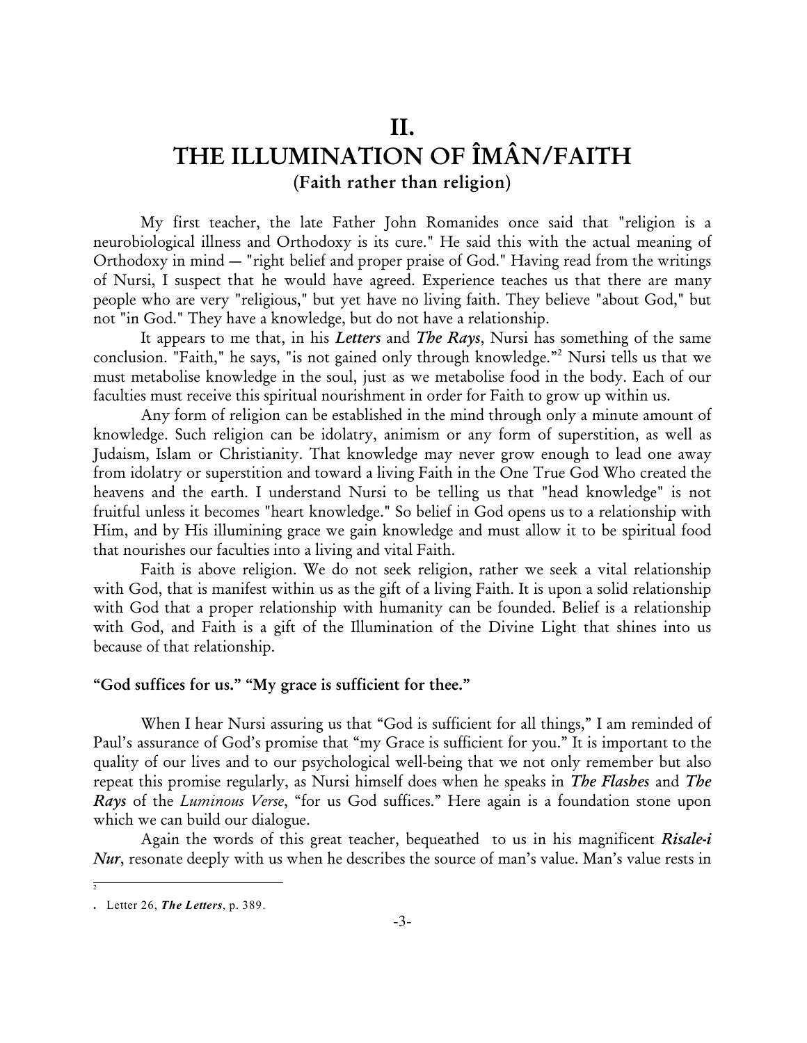# II.
# THE ILLUMINATION OF ÎMÂN/FAITH
### (Faith rather than religion)

My first teacher, the late Father John Romanides once said that "religion is a neurobiological illness and Orthodoxy is its cure." He said this with the actual meaning of Orthodoxy in mind — "right belief and proper praise of God." Having read from the writings of Nursi, I suspect that he would have agreed. Experience teaches us that there are many people who are very "religious," but yet have no living faith. They believe "about God," but not "in God." They have a knowledge, but do not have a relationship.

It appears to me that, in his ***Letters*** and ***The Rays***, Nursi has something of the same conclusion. "Faith," he says, "is not gained only through knowledge."[2] Nursi tells us that we must metabolise knowledge in the soul, just as we metabolise food in the body. Each of our faculties must receive this spiritual nourishment in order for Faith to grow up within us.

Any form of religion can be established in the mind through only a minute amount of knowledge. Such religion can be idolatry, animism or any form of superstition, as well as Judaism, Islam or Christianity. That knowledge may never grow enough to lead one away from idolatry or superstition and toward a living Faith in the One True God Who created the heavens and the earth. I understand Nursi to be telling us that "head knowledge" is not fruitful unless it becomes "heart knowledge." So belief in God opens us to a relationship with Him, and by His illumining grace we gain knowledge and must allow it to be spiritual food that nourishes our faculties into a living and vital Faith.

Faith is above religion. We do not seek religion, rather we seek a vital relationship with God, that is manifest within us as the gift of a living Faith. It is upon a solid relationship with God that a proper relationship with humanity can be founded. Belief is a relationship with God, and Faith is a gift of the Illumination of the Divine Light that shines into us because of that relationship.

**"God suffices for us." "My grace is sufficient for thee."**

When I hear Nursi assuring us that "God is sufficient for all things," I am reminded of Paul's assurance of God's promise that "my Grace is sufficient for you." It is important to the quality of our lives and to our psychological well-being that we not only remember but also repeat this promise regularly, as Nursi himself does when he speaks in ***The Flashes*** and ***The Rays*** of the *Luminous Verse*, "for us God suffices." Here again is a foundation stone upon which we can build our dialogue.

Again the words of this great teacher, bequeathed to us in his magnificent ***Risale-i Nur***, resonate deeply with us when he describes the source of man's value. Man's value rests in

---

[2]. Letter 26, ***The Letters***, p. 389.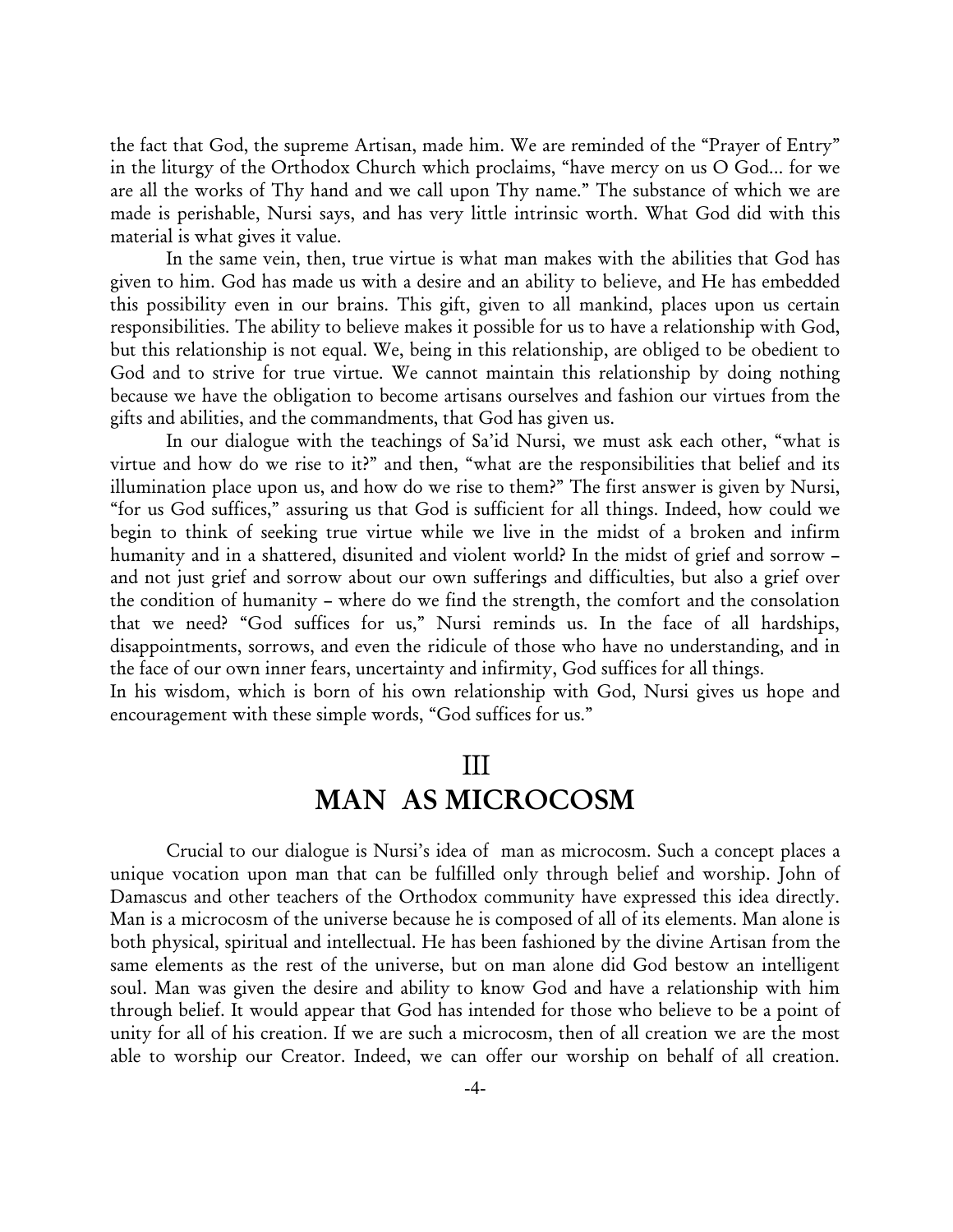the fact that God, the supreme Artisan, made him. We are reminded of the "Prayer of Entry" in the liturgy of the Orthodox Church which proclaims, "have mercy on us O God... for we are all the works of Thy hand and we call upon Thy name." The substance of which we are made is perishable, Nursi says, and has very little intrinsic worth. What God did with this material is what gives it value.

In the same vein, then, true virtue is what man makes with the abilities that God has given to him. God has made us with a desire and an ability to believe, and He has embedded this possibility even in our brains. This gift, given to all mankind, places upon us certain responsibilities. The ability to believe makes it possible for us to have a relationship with God, but this relationship is not equal. We, being in this relationship, are obliged to be obedient to God and to strive for true virtue. We cannot maintain this relationship by doing nothing because we have the obligation to become artisans ourselves and fashion our virtues from the gifts and abilities, and the commandments, that God has given us.

In our dialogue with the teachings of Sa'id Nursi, we must ask each other, "what is virtue and how do we rise to it?" and then, "what are the responsibilities that belief and its illumination place upon us, and how do we rise to them?" The first answer is given by Nursi, "for us God suffices," assuring us that God is sufficient for all things. Indeed, how could we begin to think of seeking true virtue while we live in the midst of a broken and infirm humanity and in a shattered, disunited and violent world? In the midst of grief and sorrow – and not just grief and sorrow about our own sufferings and difficulties, but also a grief over the condition of humanity – where do we find the strength, the comfort and the consolation that we need? "God suffices for us," Nursi reminds us. In the face of all hardships, disappointments, sorrows, and even the ridicule of those who have no understanding, and in the face of our own inner fears, uncertainty and infirmity, God suffices for all things.

In his wisdom, which is born of his own relationship with God, Nursi gives us hope and encouragement with these simple words, "God suffices for us."

## III
## MAN AS MICROCOSM

Crucial to our dialogue is Nursi's idea of man as microcosm. Such a concept places a unique vocation upon man that can be fulfilled only through belief and worship. John of Damascus and other teachers of the Orthodox community have expressed this idea directly. Man is a microcosm of the universe because he is composed of all of its elements. Man alone is both physical, spiritual and intellectual. He has been fashioned by the divine Artisan from the same elements as the rest of the universe, but on man alone did God bestow an intelligent soul. Man was given the desire and ability to know God and have a relationship with him through belief. It would appear that God has intended for those who believe to be a point of unity for all of his creation. If we are such a microcosm, then of all creation we are the most able to worship our Creator. Indeed, we can offer our worship on behalf of all creation.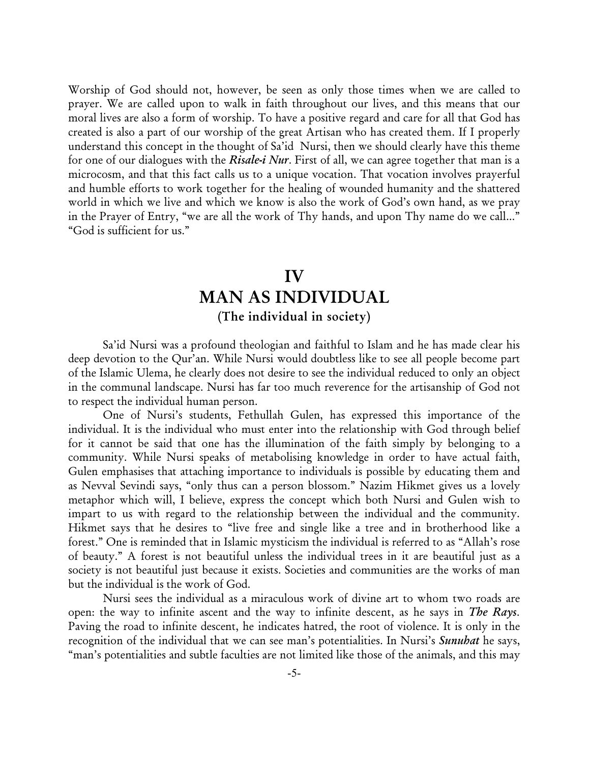Worship of God should not, however, be seen as only those times when we are called to prayer. We are called upon to walk in faith throughout our lives, and this means that our moral lives are also a form of worship. To have a positive regard and care for all that God has created is also a part of our worship of the great Artisan who has created them. If I properly understand this concept in the thought of Sa'id Nursi, then we should clearly have this theme for one of our dialogues with the ***Risale-i Nur***. First of all, we can agree together that man is a microcosm, and that this fact calls us to a unique vocation. That vocation involves prayerful and humble efforts to work together for the healing of wounded humanity and the shattered world in which we live and which we know is also the work of God's own hand, as we pray in the Prayer of Entry, "we are all the work of Thy hands, and upon Thy name do we call..." "God is sufficient for us."

## IV
## MAN AS INDIVIDUAL
### (The individual in society)

Sa'id Nursi was a profound theologian and faithful to Islam and he has made clear his deep devotion to the Qur'an. While Nursi would doubtless like to see all people become part of the Islamic Ulema, he clearly does not desire to see the individual reduced to only an object in the communal landscape. Nursi has far too much reverence for the artisanship of God not to respect the individual human person.

One of Nursi's students, Fethullah Gulen, has expressed this importance of the individual. It is the individual who must enter into the relationship with God through belief for it cannot be said that one has the illumination of the faith simply by belonging to a community. While Nursi speaks of metabolising knowledge in order to have actual faith, Gulen emphasises that attaching importance to individuals is possible by educating them and as Nevval Sevindi says, "only thus can a person blossom." Nazim Hikmet gives us a lovely metaphor which will, I believe, express the concept which both Nursi and Gulen wish to impart to us with regard to the relationship between the individual and the community. Hikmet says that he desires to "live free and single like a tree and in brotherhood like a forest." One is reminded that in Islamic mysticism the individual is referred to as "Allah's rose of beauty." A forest is not beautiful unless the individual trees in it are beautiful just as a society is not beautiful just because it exists. Societies and communities are the works of man but the individual is the work of God.

Nursi sees the individual as a miraculous work of divine art to whom two roads are open: the way to infinite ascent and the way to infinite descent, as he says in ***The Rays***. Paving the road to infinite descent, he indicates hatred, the root of violence. It is only in the recognition of the individual that we can see man's potentialities. In Nursi's ***Sunuhat*** he says, "man's potentialities and subtle faculties are not limited like those of the animals, and this may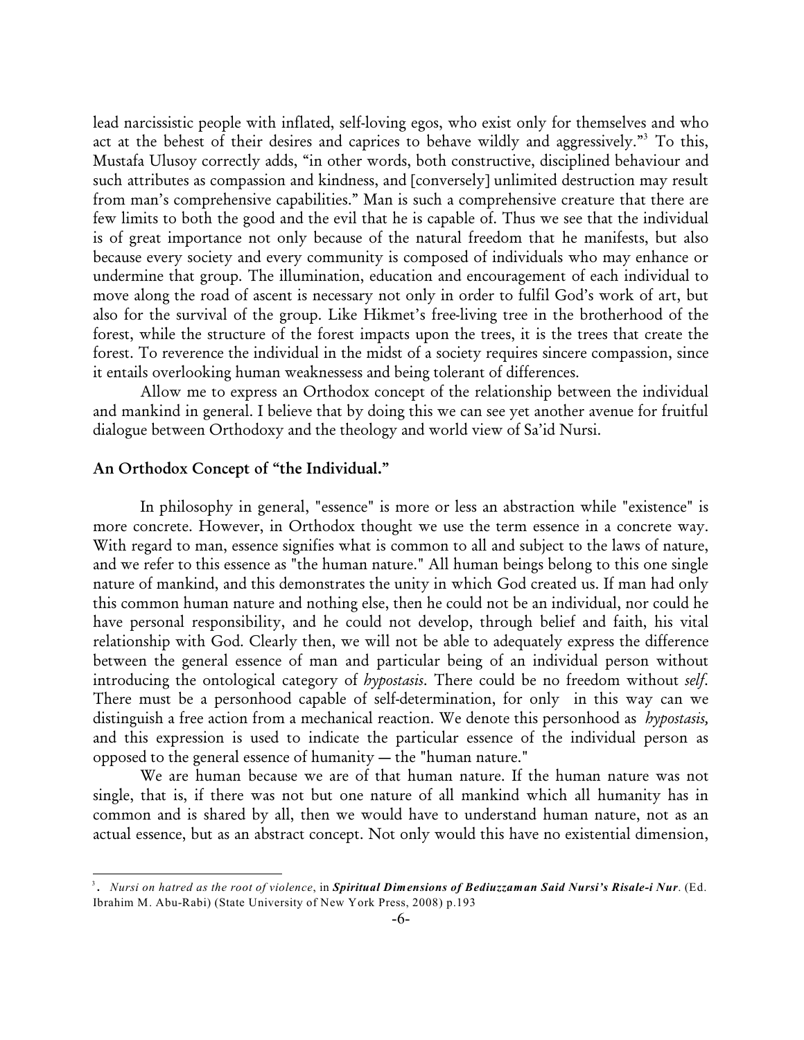lead narcissistic people with inflated, self-loving egos, who exist only for themselves and who act at the behest of their desires and caprices to behave wildly and aggressively."[3] To this, Mustafa Ulusoy correctly adds, "in other words, both constructive, disciplined behaviour and such attributes as compassion and kindness, and [conversely] unlimited destruction may result from man's comprehensive capabilities." Man is such a comprehensive creature that there are few limits to both the good and the evil that he is capable of. Thus we see that the individual is of great importance not only because of the natural freedom that he manifests, but also because every society and every community is composed of individuals who may enhance or undermine that group. The illumination, education and encouragement of each individual to move along the road of ascent is necessary not only in order to fulfil God's work of art, but also for the survival of the group. Like Hikmet's free-living tree in the brotherhood of the forest, while the structure of the forest impacts upon the trees, it is the trees that create the forest. To reverence the individual in the midst of a society requires sincere compassion, since it entails overlooking human weaknessess and being tolerant of differences.

Allow me to express an Orthodox concept of the relationship between the individual and mankind in general. I believe that by doing this we can see yet another avenue for fruitful dialogue between Orthodoxy and the theology and world view of Sa'id Nursi.

## An Orthodox Concept of "the Individual."

In philosophy in general, "essence" is more or less an abstraction while "existence" is more concrete. However, in Orthodox thought we use the term essence in a concrete way. With regard to man, essence signifies what is common to all and subject to the laws of nature, and we refer to this essence as "the human nature." All human beings belong to this one single nature of mankind, and this demonstrates the unity in which God created us. If man had only this common human nature and nothing else, then he could not be an individual, nor could he have personal responsibility, and he could not develop, through belief and faith, his vital relationship with God. Clearly then, we will not be able to adequately express the difference between the general essence of man and particular being of an individual person without introducing the ontological category of *hypostasis*. There could be no freedom without *self*. There must be a personhood capable of self-determination, for only in this way can we distinguish a free action from a mechanical reaction. We denote this personhood as *hypostasis,* and this expression is used to indicate the particular essence of the individual person as opposed to the general essence of humanity — the "human nature."

We are human because we are of that human nature. If the human nature was not single, that is, if there was not but one nature of all mankind which all humanity has in common and is shared by all, then we would have to understand human nature, not as an actual essence, but as an abstract concept. Not only would this have no existential dimension,

---

[3]. *Nursi on hatred as the root of violence*, in ***Spiritual Dimensions of Bediuzzaman Said Nursi's Risale-i Nur***. (Ed. Ibrahim M. Abu-Rabi) (State University of New York Press, 2008) p.193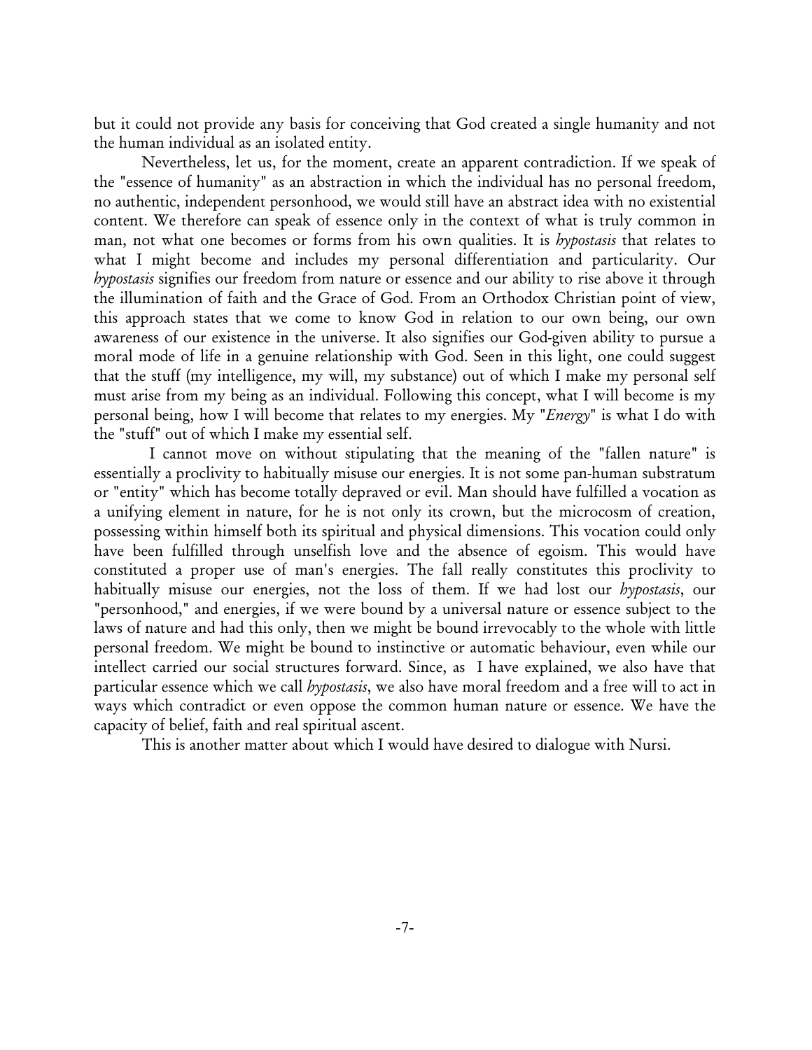but it could not provide any basis for conceiving that God created a single humanity and not the human individual as an isolated entity.

Nevertheless, let us, for the moment, create an apparent contradiction. If we speak of the "essence of humanity" as an abstraction in which the individual has no personal freedom, no authentic, independent personhood, we would still have an abstract idea with no existential content. We therefore can speak of essence only in the context of what is truly common in man, not what one becomes or forms from his own qualities. It is *hypostasis* that relates to what I might become and includes my personal differentiation and particularity. Our *hypostasis* signifies our freedom from nature or essence and our ability to rise above it through the illumination of faith and the Grace of God. From an Orthodox Christian point of view, this approach states that we come to know God in relation to our own being, our own awareness of our existence in the universe. It also signifies our God-given ability to pursue a moral mode of life in a genuine relationship with God. Seen in this light, one could suggest that the stuff (my intelligence, my will, my substance) out of which I make my personal self must arise from my being as an individual. Following this concept, what I will become is my personal being, how I will become that relates to my energies. My "*Energy*" is what I do with the "stuff" out of which I make my essential self.

I cannot move on without stipulating that the meaning of the "fallen nature" is essentially a proclivity to habitually misuse our energies. It is not some pan-human substratum or "entity" which has become totally depraved or evil. Man should have fulfilled a vocation as a unifying element in nature, for he is not only its crown, but the microcosm of creation, possessing within himself both its spiritual and physical dimensions. This vocation could only have been fulfilled through unselfish love and the absence of egoism. This would have constituted a proper use of man's energies. The fall really constitutes this proclivity to habitually misuse our energies, not the loss of them. If we had lost our *hypostasis*, our "personhood," and energies, if we were bound by a universal nature or essence subject to the laws of nature and had this only, then we might be bound irrevocably to the whole with little personal freedom. We might be bound to instinctive or automatic behaviour, even while our intellect carried our social structures forward. Since, as I have explained, we also have that particular essence which we call *hypostasis*, we also have moral freedom and a free will to act in ways which contradict or even oppose the common human nature or essence. We have the capacity of belief, faith and real spiritual ascent.

This is another matter about which I would have desired to dialogue with Nursi.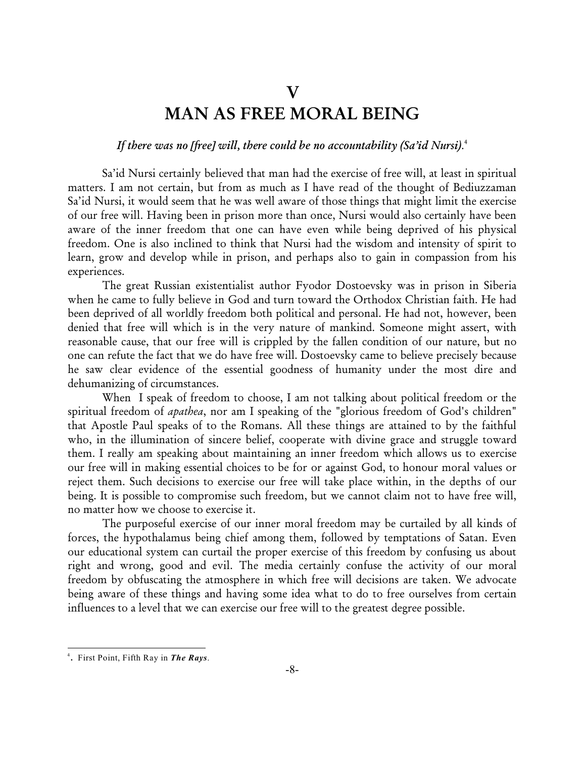# V
# MAN AS FREE MORAL BEING

*If there was no [free] will, there could be no accountability (Sa'id Nursi).*[4]

Sa'id Nursi certainly believed that man had the exercise of free will, at least in spiritual matters. I am not certain, but from as much as I have read of the thought of Bediuzzaman Sa'id Nursi, it would seem that he was well aware of those things that might limit the exercise of our free will. Having been in prison more than once, Nursi would also certainly have been aware of the inner freedom that one can have even while being deprived of his physical freedom. One is also inclined to think that Nursi had the wisdom and intensity of spirit to learn, grow and develop while in prison, and perhaps also to gain in compassion from his experiences.

The great Russian existentialist author Fyodor Dostoevsky was in prison in Siberia when he came to fully believe in God and turn toward the Orthodox Christian faith. He had been deprived of all worldly freedom both political and personal. He had not, however, been denied that free will which is in the very nature of mankind. Someone might assert, with reasonable cause, that our free will is crippled by the fallen condition of our nature, but no one can refute the fact that we do have free will. Dostoevsky came to believe precisely because he saw clear evidence of the essential goodness of humanity under the most dire and dehumanizing of circumstances.

When I speak of freedom to choose, I am not talking about political freedom or the spiritual freedom of *apathea*, nor am I speaking of the "glorious freedom of God's children" that Apostle Paul speaks of to the Romans. All these things are attained to by the faithful who, in the illumination of sincere belief, cooperate with divine grace and struggle toward them. I really am speaking about maintaining an inner freedom which allows us to exercise our free will in making essential choices to be for or against God, to honour moral values or reject them. Such decisions to exercise our free will take place within, in the depths of our being. It is possible to compromise such freedom, but we cannot claim not to have free will, no matter how we choose to exercise it.

The purposeful exercise of our inner moral freedom may be curtailed by all kinds of forces, the hypothalamus being chief among them, followed by temptations of Satan. Even our educational system can curtail the proper exercise of this freedom by confusing us about right and wrong, good and evil. The media certainly confuse the activity of our moral freedom by obfuscating the atmosphere in which free will decisions are taken. We advocate being aware of these things and having some idea what to do to free ourselves from certain influences to a level that we can exercise our free will to the greatest degree possible.

---

[4]. First Point, Fifth Ray in ***The Rays***.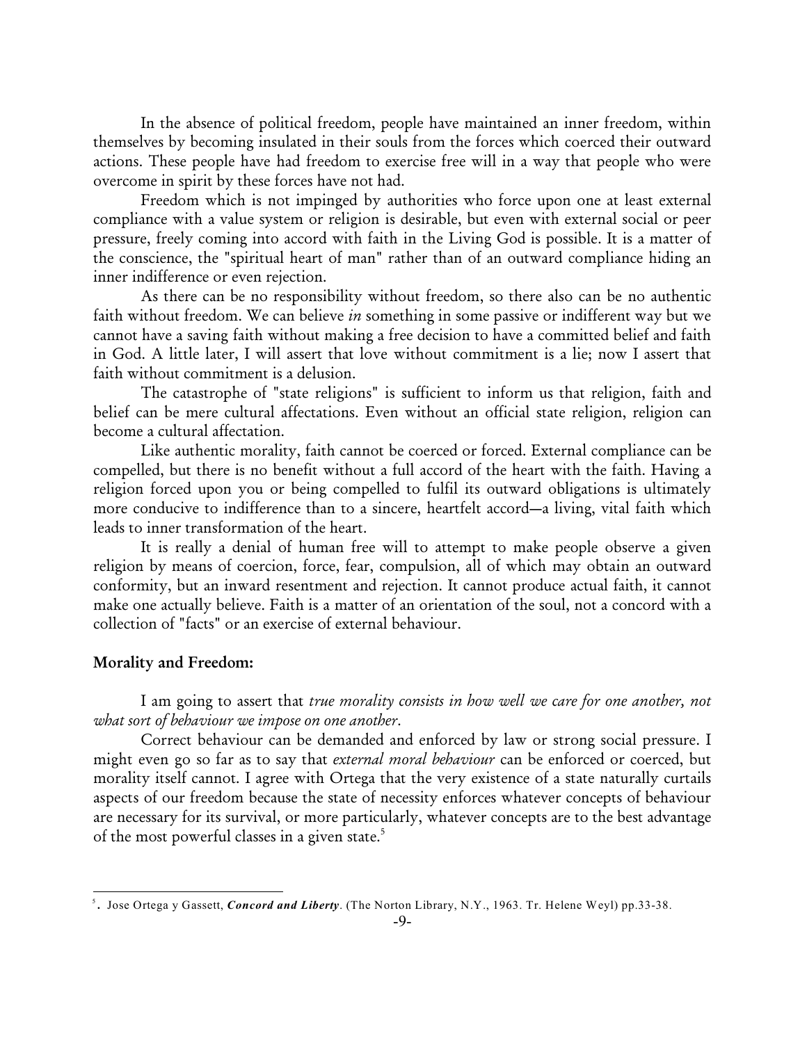In the absence of political freedom, people have maintained an inner freedom, within themselves by becoming insulated in their souls from the forces which coerced their outward actions. These people have had freedom to exercise free will in a way that people who were overcome in spirit by these forces have not had.

Freedom which is not impinged by authorities who force upon one at least external compliance with a value system or religion is desirable, but even with external social or peer pressure, freely coming into accord with faith in the Living God is possible. It is a matter of the conscience, the "spiritual heart of man" rather than of an outward compliance hiding an inner indifference or even rejection.

As there can be no responsibility without freedom, so there also can be no authentic faith without freedom. We can believe *in* something in some passive or indifferent way but we cannot have a saving faith without making a free decision to have a committed belief and faith in God. A little later, I will assert that love without commitment is a lie; now I assert that faith without commitment is a delusion.

The catastrophe of "state religions" is sufficient to inform us that religion, faith and belief can be mere cultural affectations. Even without an official state religion, religion can become a cultural affectation.

Like authentic morality, faith cannot be coerced or forced. External compliance can be compelled, but there is no benefit without a full accord of the heart with the faith. Having a religion forced upon you or being compelled to fulfil its outward obligations is ultimately more conducive to indifference than to a sincere, heartfelt accord—a living, vital faith which leads to inner transformation of the heart.

It is really a denial of human free will to attempt to make people observe a given religion by means of coercion, force, fear, compulsion, all of which may obtain an outward conformity, but an inward resentment and rejection. It cannot produce actual faith, it cannot make one actually believe. Faith is a matter of an orientation of the soul, not a concord with a collection of "facts" or an exercise of external behaviour.

**Morality and Freedom:**

I am going to assert that *true morality consists in how well we care for one another, not what sort of behaviour we impose on one another*.

Correct behaviour can be demanded and enforced by law or strong social pressure. I might even go so far as to say that *external moral behaviour* can be enforced or coerced, but morality itself cannot. I agree with Ortega that the very existence of a state naturally curtails aspects of our freedom because the state of necessity enforces whatever concepts of behaviour are necessary for its survival, or more particularly, whatever concepts are to the best advantage of the most powerful classes in a given state.[5]

---

[5]. Jose Ortega y Gassett, ***Concord and Liberty***. (The Norton Library, N.Y., 1963. Tr. Helene Weyl) pp.33-38.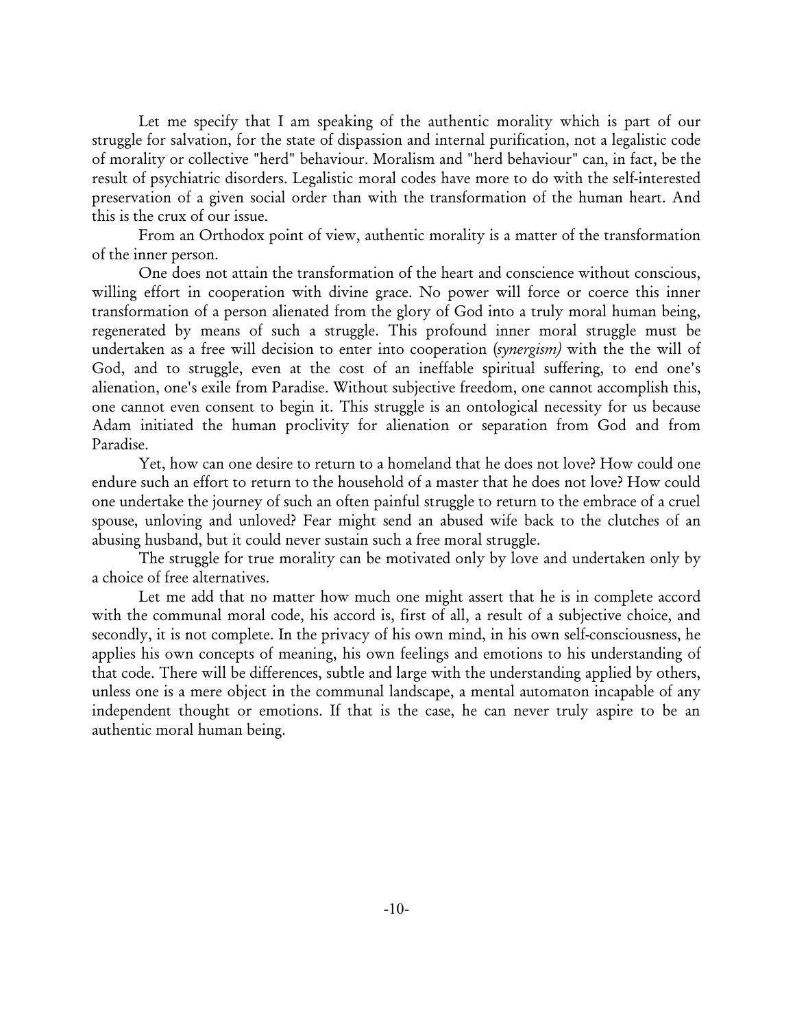Let me specify that I am speaking of the authentic morality which is part of our struggle for salvation, for the state of dispassion and internal purification, not a legalistic code of morality or collective "herd" behaviour. Moralism and "herd behaviour" can, in fact, be the result of psychiatric disorders. Legalistic moral codes have more to do with the self-interested preservation of a given social order than with the transformation of the human heart. And this is the crux of our issue.

From an Orthodox point of view, authentic morality is a matter of the transformation of the inner person.

One does not attain the transformation of the heart and conscience without conscious, willing effort in cooperation with divine grace. No power will force or coerce this inner transformation of a person alienated from the glory of God into a truly moral human being, regenerated by means of such a struggle. This profound inner moral struggle must be undertaken as a free will decision to enter into cooperation (*synergism)* with the the will of God, and to struggle, even at the cost of an ineffable spiritual suffering, to end one's alienation, one's exile from Paradise. Without subjective freedom, one cannot accomplish this, one cannot even consent to begin it. This struggle is an ontological necessity for us because Adam initiated the human proclivity for alienation or separation from God and from Paradise.

Yet, how can one desire to return to a homeland that he does not love? How could one endure such an effort to return to the household of a master that he does not love? How could one undertake the journey of such an often painful struggle to return to the embrace of a cruel spouse, unloving and unloved? Fear might send an abused wife back to the clutches of an abusing husband, but it could never sustain such a free moral struggle.

The struggle for true morality can be motivated only by love and undertaken only by a choice of free alternatives.

Let me add that no matter how much one might assert that he is in complete accord with the communal moral code, his accord is, first of all, a result of a subjective choice, and secondly, it is not complete. In the privacy of his own mind, in his own self-consciousness, he applies his own concepts of meaning, his own feelings and emotions to his understanding of that code. There will be differences, subtle and large with the understanding applied by others, unless one is a mere object in the communal landscape, a mental automaton incapable of any independent thought or emotions. If that is the case, he can never truly aspire to be an authentic moral human being.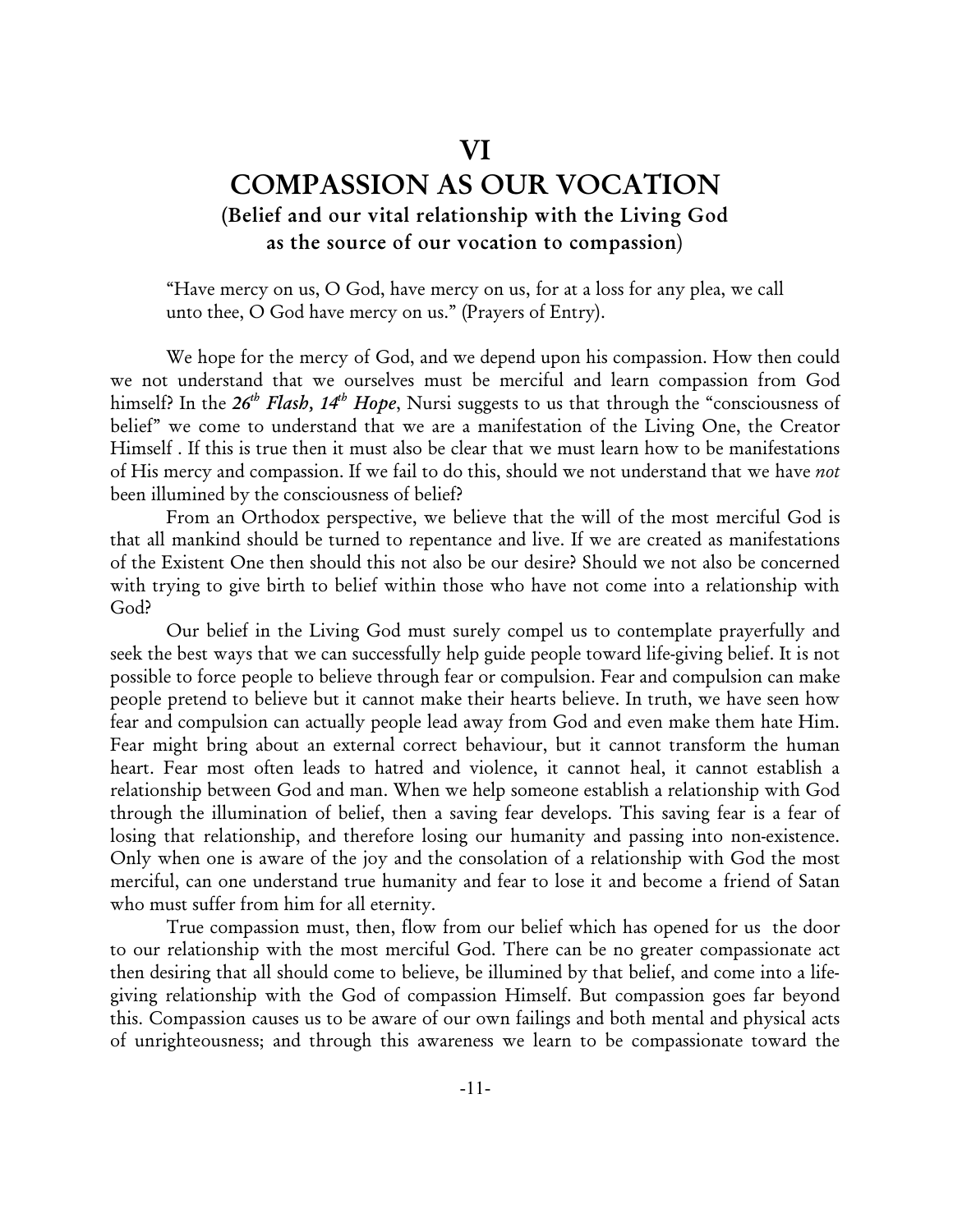# VI

# COMPASSION AS OUR VOCATION

### (Belief and our vital relationship with the Living God as the source of our vocation to compassion)

> "Have mercy on us, O God, have mercy on us, for at a loss for any plea, we call unto thee, O God have mercy on us." (Prayers of Entry).

We hope for the mercy of God, and we depend upon his compassion. How then could we not understand that we ourselves must be merciful and learn compassion from God himself? In the ***26th Flash, 14th Hope***, Nursi suggests to us that through the "consciousness of belief" we come to understand that we are a manifestation of the Living One, the Creator Himself . If this is true then it must also be clear that we must learn how to be manifestations of His mercy and compassion. If we fail to do this, should we not understand that we have *not* been illumined by the consciousness of belief?

From an Orthodox perspective, we believe that the will of the most merciful God is that all mankind should be turned to repentance and live. If we are created as manifestations of the Existent One then should this not also be our desire? Should we not also be concerned with trying to give birth to belief within those who have not come into a relationship with God?

Our belief in the Living God must surely compel us to contemplate prayerfully and seek the best ways that we can successfully help guide people toward life-giving belief. It is not possible to force people to believe through fear or compulsion. Fear and compulsion can make people pretend to believe but it cannot make their hearts believe. In truth, we have seen how fear and compulsion can actually people lead away from God and even make them hate Him. Fear might bring about an external correct behaviour, but it cannot transform the human heart. Fear most often leads to hatred and violence, it cannot heal, it cannot establish a relationship between God and man. When we help someone establish a relationship with God through the illumination of belief, then a saving fear develops. This saving fear is a fear of losing that relationship, and therefore losing our humanity and passing into non-existence. Only when one is aware of the joy and the consolation of a relationship with God the most merciful, can one understand true humanity and fear to lose it and become a friend of Satan who must suffer from him for all eternity.

True compassion must, then, flow from our belief which has opened for us the door to our relationship with the most merciful God. There can be no greater compassionate act then desiring that all should come to believe, be illumined by that belief, and come into a life-giving relationship with the God of compassion Himself. But compassion goes far beyond this. Compassion causes us to be aware of our own failings and both mental and physical acts of unrighteousness; and through this awareness we learn to be compassionate toward the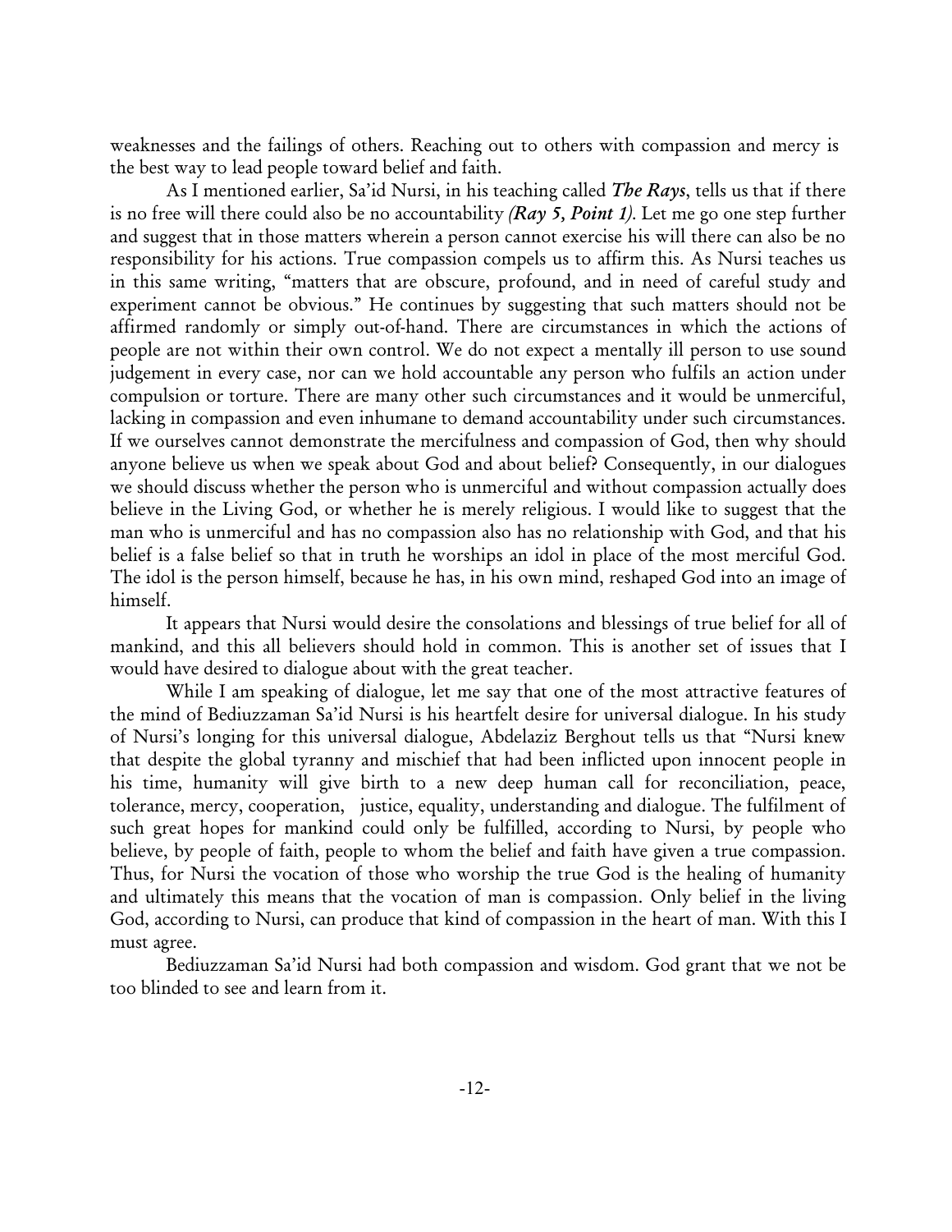weaknesses and the failings of others. Reaching out to others with compassion and mercy is the best way to lead people toward belief and faith.

As I mentioned earlier, Sa'id Nursi, in his teaching called ***The Rays***, tells us that if there is no free will there could also be no accountability *(**Ray 5, Point 1**)*. Let me go one step further and suggest that in those matters wherein a person cannot exercise his will there can also be no responsibility for his actions. True compassion compels us to affirm this. As Nursi teaches us in this same writing, "matters that are obscure, profound, and in need of careful study and experiment cannot be obvious." He continues by suggesting that such matters should not be affirmed randomly or simply out-of-hand. There are circumstances in which the actions of people are not within their own control. We do not expect a mentally ill person to use sound judgement in every case, nor can we hold accountable any person who fulfils an action under compulsion or torture. There are many other such circumstances and it would be unmerciful, lacking in compassion and even inhumane to demand accountability under such circumstances. If we ourselves cannot demonstrate the mercifulness and compassion of God, then why should anyone believe us when we speak about God and about belief? Consequently, in our dialogues we should discuss whether the person who is unmerciful and without compassion actually does believe in the Living God, or whether he is merely religious. I would like to suggest that the man who is unmerciful and has no compassion also has no relationship with God, and that his belief is a false belief so that in truth he worships an idol in place of the most merciful God. The idol is the person himself, because he has, in his own mind, reshaped God into an image of himself.

It appears that Nursi would desire the consolations and blessings of true belief for all of mankind, and this all believers should hold in common. This is another set of issues that I would have desired to dialogue about with the great teacher.

While I am speaking of dialogue, let me say that one of the most attractive features of the mind of Bediuzzaman Sa'id Nursi is his heartfelt desire for universal dialogue. In his study of Nursi's longing for this universal dialogue, Abdelaziz Berghout tells us that "Nursi knew that despite the global tyranny and mischief that had been inflicted upon innocent people in his time, humanity will give birth to a new deep human call for reconciliation, peace, tolerance, mercy, cooperation, justice, equality, understanding and dialogue. The fulfilment of such great hopes for mankind could only be fulfilled, according to Nursi, by people who believe, by people of faith, people to whom the belief and faith have given a true compassion. Thus, for Nursi the vocation of those who worship the true God is the healing of humanity and ultimately this means that the vocation of man is compassion. Only belief in the living God, according to Nursi, can produce that kind of compassion in the heart of man. With this I must agree.

Bediuzzaman Sa'id Nursi had both compassion and wisdom. God grant that we not be too blinded to see and learn from it.